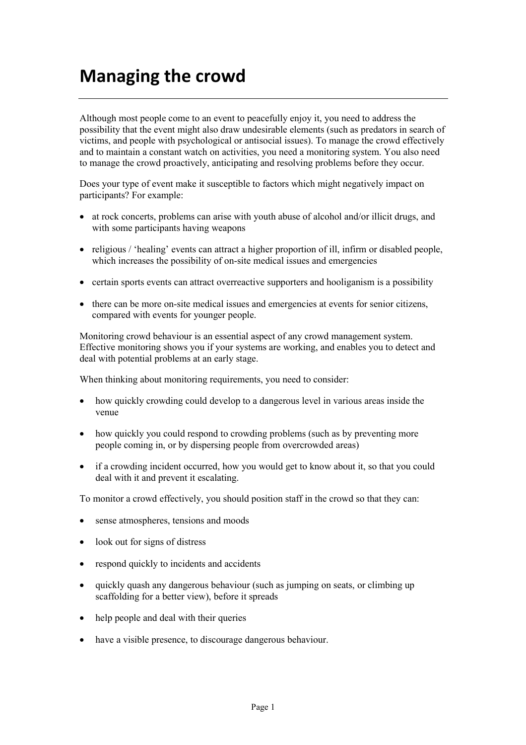# Managing the crowd

Although most people come to an event to peacefully enjoy it, you need to address the possibility that the event might also draw undesirable elements (such as predators in search of victims, and people with psychological or antisocial issues). To manage the crowd effectively and to maintain a constant watch on activities, you need a monitoring system. You also need to manage the crowd proactively, anticipating and resolving problems before they occur.

Does your type of event make it susceptible to factors which might negatively impact on participants? For example:

- at rock concerts, problems can arise with youth abuse of alcohol and/or illicit drugs, and with some participants having weapons
- religious / 'healing' events can attract a higher proportion of ill, infirm or disabled people, which increases the possibility of on-site medical issues and emergencies
- certain sports events can attract overreactive supporters and hooliganism is a possibility
- there can be more on-site medical issues and emergencies at events for senior citizens, compared with events for younger people.

Monitoring crowd behaviour is an essential aspect of any crowd management system. Effective monitoring shows you if your systems are working, and enables you to detect and deal with potential problems at an early stage.

When thinking about monitoring requirements, you need to consider:

- how quickly crowding could develop to a dangerous level in various areas inside the venue
- how quickly you could respond to crowding problems (such as by preventing more people coming in, or by dispersing people from overcrowded areas)
- if a crowding incident occurred, how you would get to know about it, so that you could deal with it and prevent it escalating.

To monitor a crowd effectively, you should position staff in the crowd so that they can:

- sense atmospheres, tensions and moods
- look out for signs of distress
- respond quickly to incidents and accidents
- quickly quash any dangerous behaviour (such as jumping on seats, or climbing up scaffolding for a better view), before it spreads
- help people and deal with their queries
- have a visible presence, to discourage dangerous behaviour.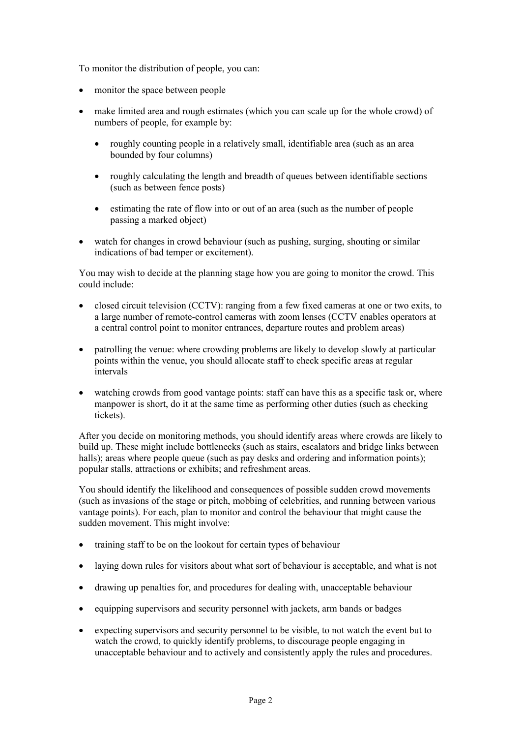To monitor the distribution of people, you can:

- monitor the space between people
- make limited area and rough estimates (which you can scale up for the whole crowd) of numbers of people, for example by:
  - roughly counting people in a relatively small, identifiable area (such as an area bounded by four columns)
  - roughly calculating the length and breadth of queues between identifiable sections (such as between fence posts)
  - estimating the rate of flow into or out of an area (such as the number of people passing a marked object)
- watch for changes in crowd behaviour (such as pushing, surging, shouting or similar indications of bad temper or excitement).

You may wish to decide at the planning stage how you are going to monitor the crowd. This could include:

- closed circuit television (CCTV): ranging from a few fixed cameras at one or two exits, to a large number of remote-control cameras with zoom lenses (CCTV enables operators at a central control point to monitor entrances, departure routes and problem areas)
- patrolling the venue: where crowding problems are likely to develop slowly at particular points within the venue, you should allocate staff to check specific areas at regular intervals
- watching crowds from good vantage points: staff can have this as a specific task or, where manpower is short, do it at the same time as performing other duties (such as checking tickets).

After you decide on monitoring methods, you should identify areas where crowds are likely to build up. These might include bottlenecks (such as stairs, escalators and bridge links between halls); areas where people queue (such as pay desks and ordering and information points); popular stalls, attractions or exhibits; and refreshment areas.

You should identify the likelihood and consequences of possible sudden crowd movements (such as invasions of the stage or pitch, mobbing of celebrities, and running between various vantage points). For each, plan to monitor and control the behaviour that might cause the sudden movement. This might involve:

- training staff to be on the lookout for certain types of behaviour
- laying down rules for visitors about what sort of behaviour is acceptable, and what is not
- drawing up penalties for, and procedures for dealing with, unacceptable behaviour
- equipping supervisors and security personnel with jackets, arm bands or badges
- expecting supervisors and security personnel to be visible, to not watch the event but to watch the crowd, to quickly identify problems, to discourage people engaging in unacceptable behaviour and to actively and consistently apply the rules and procedures.